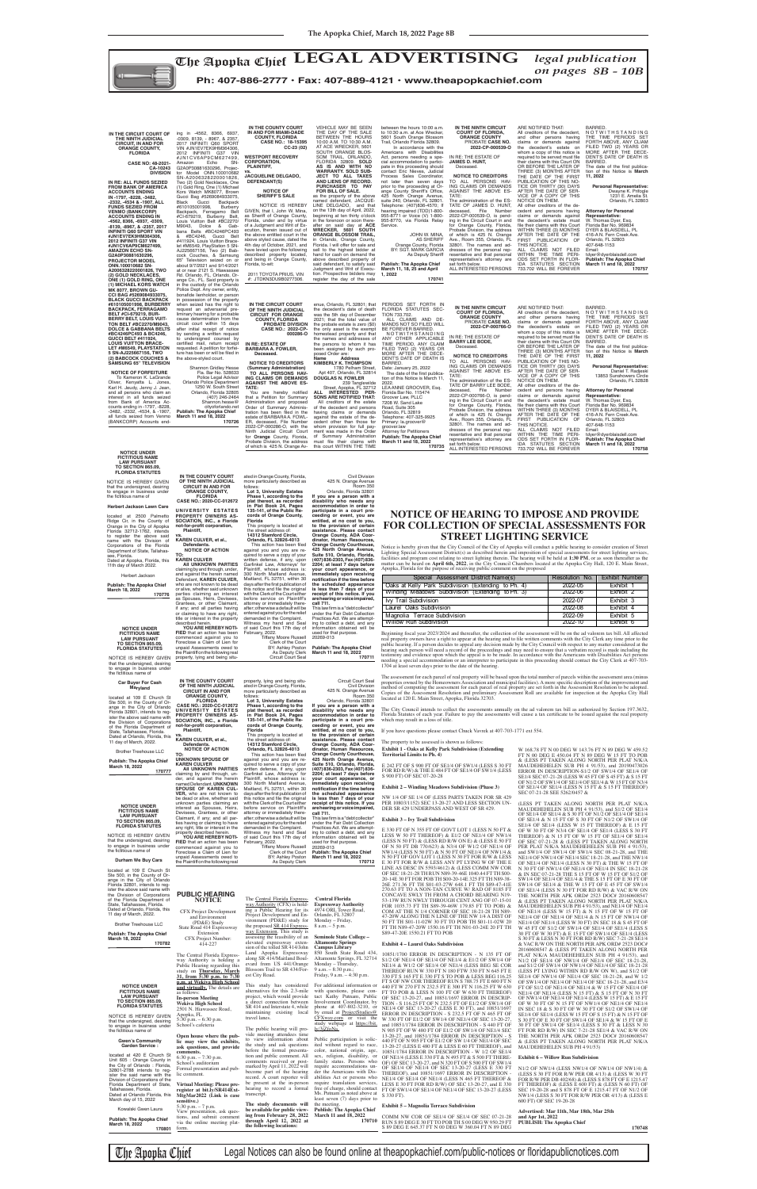# The Apopka Chief LEGAL ADVERTISING

*legal publication on pages 8B - 10B*

**Ph: 407-886-2777 • Fax: 407-889-4121 • www.theapopkachief.com**

**IN THE CIRCUIT COURT OF THE NINTH JUDICIAL CIRCUIT, IN AND FOR ORANGE COUNTY, FLORIDA**

**CASE NO: 48-2021-CA-10243 DIVISION**

**IN RE: ALL FUNDS SEIZED FROM BANK OF AMERICA ACCOUNTS ENDING IN -1797, -8228, -3482, -2332, -4534 & -1907, ALL FUNDS SEIZED FROM VENMO (BANKCORP) ACCOUNTS ENDING IN -4562, 8366, -6937, -0309, -8139, -8967, & -2357, 2017 INFINITI Q60 SPORT VIN #JN1EV7EK9HM364306, 2012 INFINITI G37 VIN #JN1CV6AP3CM627499, AMAZON ECHO SN-G2A0P30881630296, PROJECTOR MODEL ONN.100010692 SN-A2006328220001826, TWO (2) GOLD NECKLACES, ONE (1) GOLD RING, ONE (1) MICHAEL KORS WATCH MK 8077, BROWN GU-CCI BAG #526066493307S, BLACK GUCCI BACKPACK #6101050001098, BURBERRY BACKPACK, FERRAGAMO BELT #CI-879219, BURBERRY BELT, LOUIS VUITTON BELT #BC2270/M9043, DOLCE & GABBANA BELTS #BC4246PC403 & BC4246, GUCCI BELT #411924, LOUIS VUITTON BRACELET #M6549, PLAYSTATION 5 SN-AJ225665T156, TWO (2) BABCOCK COUCHES & SAMSUNG 65" TELEVISION**

**NOTICE OF FORFEITURE**

To Kameron K. LaGrande Oliver, Kenyatta L. Jones, Jayvon Jeudy, Jenny J. Jean, and all persons who claim an interest in, all funds seized from Bank of America Accounts ending in -1797, -8228, -3482, -2332, -4534, & -1907, all funds seized from Venmo (BANKCORP) Accounts ending in -4562, 8366, 6937, -0309, 8139, - 8967, & 2357, 2017 INFINITI Q60 SPORT VIN #JN1EV7EK9HM364306, 2012 INFINITI G37 VIN #JN1CV6AP3CM627499, Amazon Echo SN-G2A0P30881630296, Projector Model ONN.100010692 SN-A2006328220001826, Two (2) Gold Necklaces, One (1) Gold Ring, One (1) Michael Kors Watch MK8077, Brown Gucci Bag #526606493307S, Black Gucci Backpack #6101050001098, Burberry Backpack, Ferragamo Belt #CI-879219, Burberry Belt, Louis Vuitton Belt #BC2270/M9043, Dolce & Gabbana Belts #BC4246PC403 & #BC4246, Gucci Belt #411924, Louis Vuitton Bracelet #M6549, PlayStation 5 SN-AJ225665T156, Two (2) Babcock Couches, & Samsung 65" Television seized on or about 9/7/2021 and 9/14/2021 at or near 2121 S. Hiawassee Rd. Orlando, FL, Orlando, Orange Co., FL. Said property is in the custody of the Orlando Police Dept. Any owner, entity, bonafide lienholder, or person in possession of the property when seized has the right to request an adversarial preliminary hearing for a probable cause determination from the circuit court within 15 days after initial receipt of notice by sending a written request to undersigned counsel by certified mail, return receipt requested. A petition for forfeiture has been or will be filed in the circuit court.

Shannon Oiridey Hesse
Fla. Bar No. 528633
Police Legal Advisor
Orlando Police Department
1250 W. South Street
Orlando, Florida 32805
(407) 246-2464
Shannon.hesse@cityoforlando.net

**Publish: The Apopka Chief March 11 and 18, 2022**

**170726**

**IN THE COUNTY COURT IN AND FOR MIAMI-DADE COUNTY, FLORIDA CASE NO.: 18-15395 CC-23 (02)**

**WESTPORT RECOVERY CORPORATION, PLAINTIFF,**

**vs.**

**JACQUELINE DELGADO, DEFENDANT(S)**

**NOTICE OF SHERIFF'S SALE**

NOTICE IS HEREBY GIVEN, that I, John W. Mina, as Sheriff of Orange County, Florida, under and by virtue of a Judgment and Writ of Execution, therein issued out of the above entitled court in the above styled cause, dated the 4th day of October, 2021, and have levied upon the following described property located, and being in Orange County, Florida, to-wit:

2011 TOYOTA PRIUS, VIN #: JTDKN3DU5B0277306.

VEHICLE MAY BE SEEN THE DAY OF THE SALE BETWEEN THE HOURS 10:00 A.M. TO 10:30 A.M. AT ACE WRECKER, 5601 SOUTH ORANGE BLOSSOM TRAIL, ORLANDO, FLORIDA 32809. **SOLD AS IS AND WITH NO WARRANTY. SOLD SUBJECT TO ALL TAXES AND LIENS OF RECORD. PURCHASER TO PAY FOR BILL OF SALE.**

as the property of the above named defendant, JACQUELINE DELGADO, and that on the 13th day of April, 2022, beginning at ten thirty o'clock in the forenoon or soon thereafter on said day at **ACE WRECKER, 5601 SOUTH ORANGE BLOSSOM TRAIL,** in Orlando, Orange County, Florida. I will offer for sale and sell to the highest bidder at hand for cash on demand the above described property of said defendant, to satisfy said Judgment and Writ of Execution. Prospective bidders may register the day of the sale between the hours 10:00 a.m. to 10:30 a.m. at Ace Wrecker, 5601 South Orange Blossom Trail, Orlando Florida 32809.

In accordance with the Americans with Disabilities Act, persons needing a special accommodation to participate in this proceeding should contact Eric Nieves, Judicial Process Sales Coordinator, not later than seven days prior to the proceeding at Orange County Sheriff's Office, 425 North Orange Avenue, suite 240, Orlando, FL 32801. Telephone: (407)836-4570; If hearing impaired (TDD) 1-800-955-8771 or Voice (V) 1-800-955-8770, via Florida Relay Service.

JOHN W. MINA,
AS SHERIFF
Orange County, Florida
BY: SGT. MARK GARCIA
As Deputy Sheriff

**Publish: The Apopka Chief March 11, 18, 25 and April 1, 2022**

**170741**

**IN THE NINTH CIRCUIT COURT OF FLORIDA, ORANGE COUNTY PROBATE CASE NO. 2022-CP-000539-O**

IN RE: THE ESTATE OF **JAMES D. HUNT,** Deceased.

**NOTICE TO CREDITORS**

TO ALL PERSONS HAVING CLAIMS OR DEMANDS AGAINST THE ABOVE ESTATE:

The administration of the ESTATE OF JAMES D. HUNT, deceased, File Number 2022-CP-000539-O, is pending in the Circuit Court in and for Orange County, Florida, Probate Division, the address of which is 425 N. Orange Ave., Room 355, Orlando, FL 32801. The names and addresses of the personal representative and that personal representative's attorney are set forth below.

ALL INTERESTED PERSONS ARE NOTIFIED THAT:

All creditors of the decedent, and other persons having claims or demands against the decedent's estate on whom a copy of this notice is required to be served must file their claims with this Court ON OR BEFORE THE LATER OF THREE (3) MONTHS AFTER THE DATE OF THE FIRST PUBLICATION OF THIS NOTICE OR THIRTY (30) DAYS AFTER THE DATE OF SERVICE OF A COPY OF THIS NOTICE ON THEM.

All other creditors of the decedent and persons having claims or demands against the decedent's estate must file their claims with this Court WITHIN THREE (3) MONTHS AFTER THE DATE OF THE FIRST PUBLICATION OF THIS NOTICE.

ALL CLAIMS NOT FILED WITHIN THE TIME PERIODS SET FORTH IN FLORIDA STATUTES SECTION 733.702 WILL BE FOREVER BARRED.

NOTWITHSTANDING THE TIME PERIODS SET FORTH ABOVE, ANY CLAIM FILED TWO (2) YEARS OR MORE AFTER THE DECEDENT'S DATE OF DEATH IS BARRED.

The date of the first publication of this Notice is **March 11, 2022**

**Personal Representative:**
Dwayne K. Pringle
1201 E. Amelia St.
Orlando, FL 32803

**Attorney for Personal Representative:**
W. Thomas Dyer, Esq.
Florida Bar No. 369834
DYER & BLAISDELL, PL
416-A N. Fern Creek Ave.
Orlando, FL 32803
407-648-1153
Email:
tdyer@dyerblaisdell.com

**Publish: The Apopka Chief March 11 and 18, 2022**

**170757**

**IN THE CIRCUIT COURT OF THE NINTH JUDICIAL CIRCUIT FOR ORANGE COUNTY, FLORIDA PROBATE DIVISION CASE NO.: 2022-CP-000286-O**

**IN RE: ESTATE OF BARBARA A. FOWLER,** Deceased.

**NOTICE TO CREDITORS (Summary Administration)**

**TO ALL PERSONS HAVING CLAIMS OR DEMANDS AGAINST THE ABOVE ESTATE:**

You are hereby notified that a Petition for Summary Administration and proposed Order of Summary Administration has been filed in the estate of BARBARA A. FOWLER, deceased, File Number 2022-CP-000286-O, with the Ninth Judicial Circuit Court for **Orange** County, Florida, Probate Division, the address of which is 425 N. Orange Avenue, Orlando, FL 32801; that the decedent's date of death was the 5th day of December, 2021; that the total value of the probate estate is zero ($0) the only asset is the exempt homestead property and that the names and addresses of the persons to whom it has been assigned by such proposed Order are:

| Name | Address |
|---|---|
| **KIMBERLY K. THOMPSON** | 1780 Pelham Street, Apt 407, Orlando, FL 32814 |
| **DOUGLAS N. FOWLER** | 239 Tanglewilde Street, Orlando, FL 32712 |

**ALL INTERESTED PERSONS ARE NOTIFIED THAT:**

All creditors of the estate of the decedent and persons having claims or demands against the estate of the decedent other than those for whom provision for full payment was made in the Order of Summary Administration must file their claims with this court WITHIN THE TIME PERIODS SET FORTH IN FLORIDA STATUTES SECTION 733.702.

ALL CLAIMS AND DEMANDS NOT SO FILED WILL BE FOREVER BARRED.

NOTWITHSTANDING ANY OTHER APPLICABLE TIME PERIOD, ANY CLAIM FILED TWO (2) YEARS OR MORE AFTER THE DECEDENT'S DATE OF DEATH IS BARRED.

Date: January 25, 2022

The date of the first publication of this Notice is March 11, 2022.

LEANNE GROOVER, Esq.
Florida Bar No. 115474
Groover Law, PLLC
7208 W. Sand Lake Road, Suite 305
Orlando, FL 32819
Telephone: 407-325-9925
Primary: lg.groover@groover.law
Attorney for Petitioners

**Publish: The Apopka Chief March 11 and 18, 2022**

**170743**

**IN THE NINTH CIRCUIT COURT OF FLORIDA, ORANGE COUNTY PROBATE CASE NO. 2022-CP-000766-O**

IN RE: THE ESTATE OF **BARRY LEE BODE,** Deceased.

**NOTICE TO CREDITORS**

TO ALL PERSONS HAVING CLAIMS OR DEMANDS AGAINST THE ABOVE ESTATE:

The administration of the ESTATE OF BARRY LEE BODE, deceased, File Number 2022-CP-000766-O, is pending in the Circuit Court in and for Orange County, Florida, Probate Division, the address of which is 425 N. Orange Ave., Room 355, Orlando, FL 32801. The names and addresses of the personal representative and that personal representative's attorney are set forth below.

ALL INTERESTED PERSONS ARE NOTIFIED THAT:

All creditors of the decedent, and other persons having claims or demands against the decedent's estate on whom a copy of this notice is required to be served must file their claims with this Court ON OR BEFORE THE LATER OF THREE (3) MONTHS AFTER THE DATE OF THE FIRST PUBLICATION OF THIS NOTICE OR THIRTY (30) DAYS AFTER THE DATE OF SERVICE OF A COPY OF THIS NOTICE ON THEM.

All other creditors of the decedent and persons having claims or demands against the decedent's estate must file their claims with this Court WITHIN THREE (3) MONTHS AFTER THE DATE OF THE FIRST PUBLICATION OF THIS NOTICE.

ALL CLAIMS NOT FILED WITHIN THE TIME PERIODS SET FORTH IN FLORIDA STATUTES SECTION 733.702 WILL BE FOREVER BARRED.

NOTWITHSTANDING THE TIME PERIODS SET FORTH ABOVE, ANY CLAIM FILED TWO (2) YEARS OR MORE AFTER THE DECEDENT'S DATE OF DEATH IS BARRED.

The date of the first publication of this Notice is **March 11, 2022**

**Personal Representative:**
Daniel T. Radjeski
13853 Sunshowers Circle
Orlando, FL 32828

**Attorney for Personal Representative:**
W. Thomas Dyer, Esq.
Florida Bar No. 369834
DYER & BLAISDELL, PL
416-A N. Fern Creek Ave.
Orlando, FL 32803
407-648-1153
Email:
tdyer@dyerblaisdell.com

**Publish: The Apopka Chief March 11 and 18, 2022**

**170758**

**NOTICE UNDER FICTITIOUS NAME LAW PURSUANT TO SECTION 865.09, FLORIDA STATUTES**

NOTICE IS HEREBY GIVEN that the undersigned, desiring to engage in business under the fictitious name of

**Herbert Jackson Lawn Care**

located at 2500 Palmetto Ridge Cir, in the County of Orange in the City of Apopka Florida 32712-1762, intends to register the above said name with the Division of Corporations of the Florida Department of State, Tallahassee, Florida.

Dated at Apopka, Florida, this 11th day of March, 2022.

Herbert Jackson

**Publish: The Apopka Chief March 18, 2022**

**170776**

**NOTICE UNDER FICTITIOUS NAME LAW PURSUANT TO SECTION 865.09, FLORIDA STATUTES**

NOTICE IS HEREBY GIVEN that the undersigned, desiring to engage in business under the fictitious name of

**Car Buyer For Cash Mflryland**

located at 109 E Church St Ste 500, in the County of Orange in the City of Orlando Florida 32801, intends to register the above said name with the Division of Corporations of the Florida Department of State, Tallahassee, Florida.

Dated at Orlando, Florida, this 11 day of March, 2022.

Brother Treehouse LLC

**Publish: The Apopka Chief March 18, 2022**

**170777**

**NOTICE UNDER FICTITIOUS NAME LAW PURSUANT TO SECTION 865.09, FLORIDA STATUTES**

NOTICE IS HEREBY GIVEN that the undersigned, desiring to engage in business under the fictitious name of

**Durham We Buy Cars**

located at 109 E Church St Ste 500, in the County of Orange in the City of Orlando Florida 32801, intends to register the above said name with the Division of Corporations of the Florida Department of State, Tallahassee, Florida.

Dated at Orlando, Florida, this 11 day of March, 2022.

Brother Treehouse LLC

**Publish: The Apopka Chief March 18, 2022**

**170782**

**NOTICE UNDER FICTITIOUS NAME LAW PURSUANT TO SECTION 865.09, FLORIDA STATUTES**

NOTICE IS HEREBY GIVEN that the undersigned, desiring to engage in business under the fictitious name of

**Gwen's Community Garden Service :**

located at 420 E Church St Unit 605 , Orange County in the City of Orlando , Florida, 32801-2788 intends to register the said name with the Division of Corporations of the Florida Department of State, Tallahassee, Florida.

Dated at Orlando Florida, this March day of 15, 2022

Kowsalei Gwen Laura

**Publish: The Apopka Chief March 18, 2022**

**170801**

**IN THE COUNTY COURT OF THE NINTH JUDICIAL CIRCUIT IN AND FOR ORANGE COUNTY, FLORIDA CASE NO.: 2020-CC-012672**

**UNIVERSITY ESTATES PROPERTY OWNERS ASSOCIATION, INC., a Florida not-for-profit corporation, Plaintiff,**

**vs.**

**KAREN CULVER, et al., Defendants.**

**NOTICE OF ACTION**

**TO:**

**KAREN CULVER**

**ALL UNKNOWN PARTIES** claiming by and through, under, and against the herein named Defendant, **KAREN CULVER,** who are not known to be dead or alive, whether said unknown parties claim as heirs, devisees, grantees, assignees, lienors, creditors, trustees, spouses, or other claimants; and all parties having or claiming to have any right, title or interest in the property described herein.

**YOU ARE HEREBY NOTIFIED** that an action has been commenced against you to Foreclose a Claim of Lien for unpaid Assessments owed to the Plaintiff on the following real property, lying and being situated in Orange County, Florida, more particularly described as follows:

**Lot 3, University Estates Phase I, according to the plat thereof, as recorded in Plat Book 24, Pages 135-141, of the Public Records of Orange County, Florida.**

This property is located at the street address of: **14312 Stanford Circle, Orlando, FL 32826-4013**

This action has been filed against you and you are required to serve a copy of your written defense, if any, upon Garfinkel Law, Attorney for Plaintiff, whose address is: 300 North Maitland Avenue, Maitland, FL 32751, within 30 days after the first publication of this notice and file the original with the Clerk of the Court either before service on Plaintiff's attorney or immediately thereafter; otherwise a default will be entered against you for the relief demanded in the Complaint.

Witness my hand and Seal of said Court this 17th day of February, 2022.

Tiffany Moore Russell
Clerk of the Circuit Court
BY: Ashley Poston
As Deputy Clerk
Circuit Court Seal

Civil Division
425 N. Orange Avenue
Room 350
Orlando, Florida 32801

**If you are a person with a disability who needs any accommodation in order to participate in a court proceeding or event, you are entitled, at no cost to you, to the provision of certain assistance. Please contact: Orange County, ADA Coordinator, Human Resources, Orange County Courthouse, 425 North Orange Avenue, Suite 510, Orlando, Florida, (407) 836-2303, Fax: (407) 836-2204; at least 7 days before your scheduled court appearance, or immediately upon receiving notification if the time before the scheduled appearance is less than 7 days of your receipt of this notice. If you are hearing or voice impaired, call 711.**

This law firm is a "debt collector" under the Fair Debt Collection Practices Act. We are attempting to collect a debt, and any information obtained will be used for that purpose.

20269-013

**Publish: The Apopka Chief March 11 and 18, 2022**

**170711**

**IN THE COUNTY COURT OF THE NINTH JUDICIAL CIRCUIT IN AND FOR ORANGE COUNTY, FLORIDA CASE NO.: 2020-CC-012672**

**UNIVERSITY ESTATES PROPERTY OWNERS ASSOCIATION, INC., a Florida not-for-profit corporation, Plaintiff,**

**vs.**

**KAREN CULVER, et al., Defendants.**

**NOTICE OF ACTION**

**TO:**

**UNKNOWN SPOUSE OF KAREN CULVER**

**ALL UNKNOWN PARTIES** claiming by and through, under, and against the herein named Defendant, **UNKNOWN SPOUSE OF KAREN CULVER,** who are not known to be dead or alive, whether said unknown parties claim as heirs, devisees, grantees, assignees, lienors, creditors, trustees, spouses, or other claimants; and all parties having or claiming to have any right, title or interest in the property described herein.

**YOU ARE HEREBY NOTIFIED** that an action has been commenced against you to Foreclose a Claim of Lien for unpaid Assessments owed to the Plaintiff on the following real property, lying and being situated in Orange County, Florida, more particularly described as follows:

**Lot 3, University Estates Phase I, according to the plat thereof, as recorded in Plat Book 24, Pages 135-141, of the Public Records of Orange County, Florida.**

This property is located at the street address of: **14312 Stanford Circle, Orlando, FL 32826-4013**

This action has been filed against you and you are required to serve a copy of your written defense, if any, upon Garfinkel Law, Attorney for Plaintiff, whose address is: 300 North Maitland Avenue, Maitland, FL 32751, within 30 days after the first publication of this notice and file the original with the Clerk of the Court either before service on Plaintiff's attorney or immediately thereafter; otherwise a default will be entered against you for the relief demanded in the Complaint.

Witness my hand and Seal of said Court this 17th day of February, 2022.

Tiffany Moore Russell
Clerk of the Circuit Court
BY: Ashley Poston
As Deputy Clerk

Circuit Court Seal
Civil Division
425 N. Orange Avenue
Room 350
Orlando, Florida 32801

**If you are a person with a disability who needs any accommodation in order to participate in a court proceeding or event, you are entitled, at no cost to you, to the provision of certain assistance. Please contact: Orange County, ADA Coordinator, Human Resources, Orange County Courthouse, 425 North Orange Avenue, Suite 510, Orlando, Florida, (407) 836-2303, Fax: (407) 836-2204; at least 7 days before your scheduled court appearance, or immediately upon receiving notification if the time before the scheduled appearance is less than 7 days of your receipt of this notice. If you are hearing or voice impaired, call 711.**

This law firm is a "debt collector" under the Fair Debt Collection Practices Act. We are attempting to collect a debt, and any information obtained will be used for that purpose.

20269-013

**Publish: The Apopka Chief March 11 and 18, 2022**

**170712**

## PUBLIC HEARING NOTICE

CFX Project Development and Environment (PD&E) Study
State Road 414 Expressway Extension
CFX Project Number: 414-227

The Central Florida Expressway Authority (CFX) is holding a Public Meeting for the Project Development and Environment (PD&E) study for the proposed SR 414 Expressway Extension. This study is assessing the feasibility of a limited-access expressway extension of the tolled SR 414/John Land Apopka Expressway along SR 414/Maitland Boulevard from US 441/Orange Blossom Trail to SR 434/Forest City Road.

This study has considered alternatives for this 2.5-mile project, which would provide a direct connection between SR 414 and Interstate 4, while maintaining existing local travel lanes.

The public hearing will provide meeting attendees time to view information about the study and ask questions before the formal presentation and public comment. All comments received or postmarked by April 11, 2022 will become part of the hearing record. A court reporter will be present at the in-person hearing to record a formal transcript.

**The study documents will be available for public viewing from February 28, 2022 through April 12, 2022 at the following locations:**

**Central Florida Expressway Authority**
4974 ORL Tower Road,
Orlando, FL 32807
Monday – Friday,
8 a.m. – 5 p.m.

**Seminole State College – Altamonte Springs Campus Library**
850 South State Road 434,
Altamonte Springs, FL 32714
Monday – Thursday,
9 a.m. – 8:30 p.m.;
Friday, 9 a.m. – 4:30 p.m.

The Central Florida Expressway Authority is holding a Public Hearing regarding this study on **Thursday, March 31, from 5:30 p.m. to 7:30 p.m. at Wekiva High School and virtually.** The details are as follows:

**In-person Meeting**
**Wekiva High School**
2501 N. Hiawassee Road,
Apopka, FL
5:30 p.m. – 6:30 p.m.
School's cafeteria

**Open house where the public may view the exhibits, ask questions, and provide comments.**
6:30 p.m. – 7:30 p.m.
School's auditorium
Formal presentation and public comment.

**Virtual Meeting: Please pre-register at bit.ly/SR414Ext-MtgMar2022 (Link is case sensitive.)**
5:30 p.m. – 7 p.m.
View presentation, ask questions, and submit comment via the online meeting platform.

For additional information or with questions, please contact: Kathy Putnam, Public Involvement Coordinator, by phone at 407-802-3210, or by email at ProjectStudies@CFXway.com or visit the study webpage at https://bit.ly/SR414x.

Public participation is solicited without regard to race, color, national origin, age, sex, religion, disability, or family status. Persons who require accommodations under the Americans with Disabilities Act or persons who require translation services, free of charge, should contact Ms. Putnam as noted above at least seven (7) days prior to the meeting.

**Publish: The Apopka Chief March 18 and 25, 2022**

**170710**

## NOTICE OF HEARING TO IMPOSE AND PROVIDE FOR COLLECTION OF SPECIAL ASSESSMENTS FOR STREET LIGHTING SERVICE

Notice is hereby given that the City Council of the City of Apopka will conduct a public hearing to consider creation of Street Lighting Special Assessment District(s) as described herein and imposition of special assessments for street lighting services, facilities and program cost relating to street lighting therein. The hearing will be held at **1:30 PM**, or as soon thereafter as the matter can be heard on **April 6th, 2022**, in the City Council Chambers located at the Apopka City Hall, 120 E. Main Street, Apopka, Florida for the purpose of receiving public comment on the proposed

| Special Assessment District Name(s) | Resolution No. | Exhibit Number |
|---|---|---|
| Oaks at Kelly Park Subdivision (Extending to Ph. 4) | 2022-05 | Exhibit 1 |
| Winding Meadows Subdivision (Extending to Ph. 3) | 2022-06 | Exhibit 2 |
| Ivy Trail Subdivision | 2022-07 | Exhibit 3 |
| Laurel Oaks Subdivision | 2022-08 | Exhibit 4 |
| Magnolia Terrace Subdivision | 2022-09 | Exhibit 5 |
| Willow Run Subdivision | 2022-10 | Exhibit 6 |

Beginning fiscal year 2023/2024 and thereafter, the collection of the assessment will be on the ad valorem tax bill. All affected real property owners have a right to appear at the hearing and to file written comments with the City Clerk any time prior to the public hearing. If a person decides to appeal any decision made by the City Council with respect to any matter considered at the hearing such person will need a record of the proceedings and may need to ensure that a verbatim record is made, including the testimony and evidence upon which the appeal is to be made. In accordance with the Americans with Disabilities Act persons needing a special accommodation or an interpreter to participate in this proceeding should contact the City Clerk at 407-703-1704 at least seven days prior to the date of the hearing.

The assessment for each parcel of real property will be based upon the total number of parcels within the assessment area (minus properties owned by the Homeowners Association and municipal facilities). A more specific description of the improvement and the method of computing the assessment for each parcel of real property are set forth in the Assessment Resolution to be adopted. Copies of the Assessment Resolution and preliminary Assessment Roll are available for inspection at the Apopka City Hall located at 120 E. Main Street, Apopka, Florida 32703.

The City Council intends to collect the assessments annually on the ad valorem tax bill as authorized by Section 197.3632, Florida Statutes of each year. Failure to pay the assessments will cause a tax certificate to be issued against the real property which may result in a loss of title.

If you have questions please contact Chuck Vavrek at 407-703-1771 ext 554.

The property to be assessed is shown as follows:

**Exhibit 1 - Oaks at Kelly Park Subdivision (Extending Territorial Limits to Ph. 4)**

E 262 FT OF S 990 FT OF SE1/4 OF SW1/4 (LESS S 30 FT FOR RD R/W) & THE E 484 FT OF SE1/4 OF SW1/4 (LESS S 990 FT) OF SEC 07-20-28

**Exhibit 2 – Winding Meadows Subdivision (Phase 3)**

NW 1/4 OF SE 1/4 OF (LESS PARTS TAKEN FOR SR 429 PER 10803/1152) SEC 13-20-27 AND LESS SECTION UNDER SR 429 UNDERPASS AND WEST OF SR 429.

**Exhibit 3 – Ivy Trail Subdivision**

E 330 FT OF N 355 FT OF GOVT LOT 1 (LESS N 50 FT & LESS W 50 FT THEREOF) & E1/2 OF NE1/4 OF NW1/4 (LESS N 50 FT) & (LESS RD R/W ON E) & (LESS E 50 FT OF N 50 FT DB 770/623) & N3/4 OF W1/2 OF NE1/4 OF NW1/4 (LESS N 50 FT) & N 50 FT OF NE1/4 OF NW1/4 & N 50 FT OF GOV LOT 1 (LESS N 30 FT FOR R/W & LESS E 30 FT) & (LESS RD R/W & LESS ANY PT LYING W OF THE LINE AS DESC IN 5593/4612) & (LESS COMM NW COR OF SEC 18-21-28 THRUN N89-39-46E 1040.44 FT TH S00-20-14E 50 FT FOR POB TH S00-20-14E 325 FT TH N89-38-26E 271.36 FT TH S01-03-27W 648.1 FT TH S89-47-41E 270.63 FT TO A NON-TAN CURVE W/ RAD OF 8185 FT CONCAVE SWLY TH FROM A CHORD BEARING N19-53-13W SLY N WLY THROUGH CENT ANG OF 07-15-01 FOR 1035.73 FT TH S89-39-46W 179.85 FT TO POB) & COM AT THE N 1/4 CORNER OF SEC 18-21-28 TH N89-47-20W ALONG THE N LINE OF THE NW 1/4 A DIST OF 50 FT TH S01-11-02W 30 FT TO POB TH S01-11-02W 20 FT TH N89-47-20W 158.16 FT TH N01-03-24E 20 FT TH S89-47-20E 1580.21 FT TO POB

**Exhibit 4 – Laurel Oaks Subdivision**

10851/1700 ERROR IN DESCRIPTION - N 135 FT OF E1/2 OF NE1/4 OF SE1/4 OF NE1/4 & E1/2 OF SW1/4 OF NE1/4 & N1/2 OF SE1/4 OF NE1/4 (LESS BEG SE COR THEREOF RUN W 330 FT N 180 FTW 330 FT N 645 FT E 330 FT S 165 FT E 330 FT S TO POB & LESS BEG 116.25 FT S OF NW COR THEREOF RUN S 788.75 FT E 660 FT N 440 FT W 270 FT N 232.5 FT E 300 FT N 116.25 FT W 630 FT TO POB & LESS N 100 FT OF W 630 FT THEREOF) OF SEC 13-20-27, and 10851/1697 ERROR IN DESCRIPTION - S 116.25 FT OF N 232.5 FT OF E1/2 OF SW1/4 OF NE1/4 OF SEC 13-20-27 (LESS E 30 FT), and 10851/1697 ERROR IN DESCRIPTION - S 232.5 FT OF N 465 FT OF W 390 FT OF E1/2 OF SW1/4 OF NE1/4 OF SEC 13-20-27, and 10851/1784 ERROR IN DESCRIPTION - S 440 FT OF N 905 FT OF W 480 FT OF E1/2 OF SW1/4 OF NE1/4 SEC 13-20-27, and 10851/1784 ERROR IN DESCRIPTION - S 440 FT OF N 905 FT OF E1/2 OF SW 1/4 OF NE1/4 OF SEC 13-20-27 (LESS E 480 FT & LESS E 60 FT THEREOF), and 10851/1784 ERROR IN DESCRIPTION - W 1/2 OF SE1/4 OF NE1/4 (LESS E 330 FT & N 495 FT & S 500 FT THEREOF) OF SEC 13-20-27, and N 320 FT OF S 500 FT OF SW1/4 OF SE1/4 OF NE1/4 OF SEC 13-20-27 (LESS E 330 FT THEREOF), and 10851/1697 ERROR IN DESCRIPTION - NE1/4 OF SE1/4 OF NE1/4 (LESS N 465 FT THEREOF & LESS E 30 FT FOR RD R/W) OF SEC 13-20-27, and E 330 FT OF SW1/4 OF SE1/4 OF NE1/4 OF SEC 13-20-27 (LESS S 330 FT).

**Exhibit 5 – Magnolia Terrace Subdivision**

COMM NW COR OF SE1/4 OF SE1/4 OF SEC 07-21-28 RUN S 89 DEG E 30 FT TO POB TH S 00 DEG W 950.29 FT S 89 DEG E 645.37 FT N 00 DEG W 360.04 FT N 89 DEG W 168.78 FT N 00 DEG W 143.76 FT N 89 DEG W 459.52 FT N 00 DEG E 450.01 FT N 89 DEG W 15 FT TO POB & (LESS PT TAKEN ALONG NORTH PER PLAT N/K/A MAUDEHEHELEN SUB PH 4 91/53), and 10867/8116 ERROR IN DESCRIPTION-S1/2 OF SW1/4 OF SE1/4 OF SE1/4 OF SEC 07-21-28 (LESS W 20 FT OF S 45 FT) & E 15 FT OF N1/2 OF SW1/4 OF SE1/4 OF SE1/4 & W 15 FT OF N3/4 OF SE1/4 OF SE1/4 OF SE1/4 (LESS S 15 FT THEREOF) SEC 07-21-28 SEE 5262/4457 &

(LESS PT TAKEN ALONG NORTH PER PLAT N/K/A MAUDEHEHELEN SUB PH 4 91/53), and S1/2 OF SE1/4 OF SE1/4 OF SE1/4 & S 30 FT OF N1/2 OF SE1/4 OF SE1/4 OF SE1/4 & N 15 FT OF S 30 FT OF N1/2 OF SW1/4 OF SE1/4 OF SE1/4 (LESS W 15 FT THEREOF) & E 15 FT OF W 30 FT OF N3/4 OF SE1/4 OF SE1/4 (LESS S 30 FT THEREOF) & N 15 FT OF W 15 FT OF SE1/4 OF SE1/4 OF SEC 07-21-28 & (LESS PT TAKEN ALONG NORTH PER PLAT N/K/A MAUDEHEHELEN SUB PH 4 91/53), and SW1/4 OF SW1/4 OF SW1/4 SEC 08-21-28, and THE NE1/4 OF NW1/4 OF NE1/4 SEC 18-21-28, and THE NW1/4 OF NE1/4 OF NE1/4 (LESS N 30 FT & THE W 15 FT OF N 30 FT OF NW1/4 OF NE1/4 OF NE1/4 IN SEC 18-21-28 & IN SEC 07-21-28 THE S 15 FT OF W 15 FT OF E1/2 OF SW1/4 OF SE1/4 OF SE1/4 & THE S 15 FT OF E 30 FT OF SW1/4 OF SE1/4 & THE W 15 FT OF E 45 FT OF SW1/4 OF SE1/4 (LESS N 30 FT FOR RD R/W) & VAC R/W ON THE NORTH PER APK ORD# 2523 DOC# 20160068547 & (LESS PT TAKEN ALONG NORTH PER PLAT N/K/A MAUDEHEHELEN SUB PH 4 91/53), and NE1/4 OF NE1/4 OF NE1/4 (LESS W 15 FT) & N 15 FT OF W 15 FT OF NE1/4 OF NE1/4 OF NE1/4 & N 15 FT OF NW1/4 OF NE1/4 OF NE1/4 (LESS W 30 FT) IN SEC 18 & S 15 FT OF W 45 FT OF S1/2 OF SW1/4 OF SE1/4 OF SE1/4 (LESS S 30 FT OF W 30 FT) & E 15 FT OF SW1/4 OF SE1/4 (LESS S 30 FT & LESS N 30 FT FOR RD R/W) SEC 7-21-28 SE1/4 & VAC R/W ON THE NORTH PER APK ORD# 2523 DOC# 20160068547 & (LESS PT TAKEN ALONG NORTH PER PLAT N/K/A MAUDEHEHELEN SUB PH 4 91/53), and N1/2 OF NE1/4 OF NW1/4 OF NE1/4 OF SEC 18-21-28, and S1/2 OF SW1/4 OF NW1/4 OF NE1/4 OF SEC 18-21-28 (LESS PT LYING WITHIN RD R/W ON W), and S1/2 OF SE1/4 OF NW1/4 OF NE1/4 OF SEC 18-21-28, and W 1/2 OF SW1/4 OF NE1/4 OF NE1/4 OF SEC 18-21-28, and E1/4 OF E1/2 OF NE1/4 OF NE1/4 & W 15 FT OF NE1/4 OF NE1/4 OF NE1/4 (LESS N 15 FT) & S 15 FT OF N 30 FT OF NW1/4 OF NE1/4 OF NE1/4 (LESS W 15 FT) & N 15 FT OF W 30 FT OF N 15 FT OF NW1/4 OF NE1/4 OF NE1/4 IN SEC 18 & S 30 FT OF W 30 FT OF S1/2 OF SW1/4 OF SE1/4 OF SE1/4 (LESS W 15 FT OF S 15 FT) & N 15 FT OF S 30 FT OF E 30 FT OF SW1/4 OF SE1/4 & W 15 FT OF E 30 FT OF SW1/4 OF SE1/4 (LESS S 30 FT & LESS N 30 FT FOR RD R/W) IN SEC 7-21-28 SE1/4 & VAC R/W ON THE NORTH PER APK ORD# 2523 DOC# 20160068547 & (LESS PT TAKEN ALONG NORTH PER PLAT N/K/A MAUDEHEHELEN SUB PH 4 91/53)

**Exhibit 6 – Willow Run Subdivision**

N1/2 OF NW1/4 (LESS NW1/4 OF NW1/4 OF NW1/4) & (LESS S 30 FT FOR R/W PER OR 4/13) & (LESS W 30 FT FOR R/W PER DB 402/61) & (LESS S 976 FT OF E 1215.47 FT THEREOF) & (LESS E 600 FT) & (LESS W 60 FT) OF SEC 19-20-28 and S 878 FT OF E 1215.47 FT OF N1/2 OF NW1/4 (LESS S 30 FT FOR R/W PER OR 4/13) & (LESS E 600 FT) OF SEC 19-20-28

**Advertised: Mar 11th, Mar 18th, Mar 25th and Apr 1st, 2022**

**PUBLISH: The Apopka Chief**

**170748**

Legal Notices can also be found online at theapopkachief.com/public-notices or floridapublicnotices.com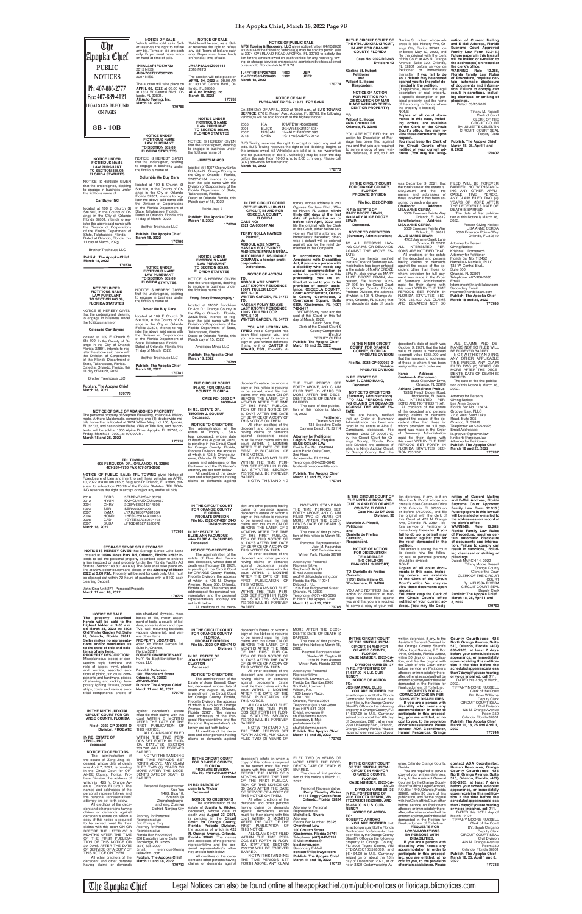# PUBLIC NOTICES

Ph: 407-886-2777
Fax: 407-889-4121

LEGALS CAN BE FOUND ON PAGES

8B - 10B

---

## NOTICE UNDER FICTITIOUS NAME LAW PURSUANT TO SECTION 865.09, FLORIDA STATUTES

NOTICE IS HEREBY GIVEN that the undersigned, desiring to engage in business under the fictitious name of

**Car Buyer NC**

located at 109 E Church St Ste 500, in the County of Orange in the City of Orlando Florida 32801, intends to register the above said name with the Division of Corporations of the Florida Department of State, Tallahassee, Florida. Dated at Orlando, Florida, this 11 day of March, 2022.

Brother Treehouse LLC

**Publish: The Apopka Chief March 18, 2022**

**178778**

---

## NOTICE UNDER FICTITIOUS NAME LAW PURSUANT TO SECTION 865.09, FLORIDA STATUTES

NOTICE IS HEREBY GIVEN that the undersigned, desiring to engage in business under the fictitious name of

**Colorado Car Buyers**

located at 109 E Church St Ste 500, in the County of Orange in the City of Orlando Florida 32801, intends to register the above said name with the Division of Corporations of the Florida Department of State, Tallahassee, Florida. Dated at Orlando, Florida, this 11 day of March, 2022.

Brother Treehouse LLC

**Publish: The Apopka Chief March 18, 2022**

**178779**

---

## NOTICE OF SALE

Vehicle will be sold, as is. Seller reserves the right to refuse any bid. Terms of bid are cash only. Buyer must have funds on hand at time of sale.

**1N4AL3AP4FC179732**
2015 NISS
**JN8AZ08T97W507533**
2007 NISS

The auction will take place on **APRIL 08, 2022** at 08:00 AM at 1331 W. Central Blvd., Orlando, FL 32805.
**All Auto Towing, Inc.**
**March 18, 2022**

**170788**

---

## NOTICE UNDER FICTITIOUS NAME LAW PURSUANT TO SECTION 865.09, FLORIDA STATUTES

NOTICE IS HEREBY GIVEN that the undersigned, desiring to engage in business under the fictitious name of

**Columbia We Buy Cars**

located at 109 E Church St Ste 500, in the County of Orange in the City of Orlando Florida 32801, intends to register the above said name with the Division of Corporations of the Florida Department of State, Tallahassee, Florida. Dated at Orlando, Florida, this 11 day of March, 2022.

Brother Treehouse LLC

**Publish: The Apopka Chief March 18, 2022**

**170780**

---

## NOTICE UNDER FICTITIOUS NAME LAW PURSUANT TO SECTION 865.09, FLORIDA STATUTES

NOTICE IS HEREBY GIVEN that the undersigned, desiring to engage in business under the fictitious name of

**Dover We Buy Cars**

located at 109 E Church St Ste 500, in the County of Orange in the City of Orlando Florida 32801, intends to register the above said name with the Division of Corporations of the Florida Department of State, Tallahassee, Florida. Dated at Orlando, Florida, this 11 day of March, 2022.

Brother Treehouse LLC

**Publish: The Apopka Chief March 18, 2022**

**170781**

---

## NOTICE OF SALE

Vehicle will be sold, as is. Seller reserves the right to refuse any bid. Terms of bid are cash only. Buyer must have funds on hand at time of sale.

**JA4AP3AU0JZ005144**
2018 MITS

The auction will take place on **APRIL 04, 2022** at 08:00 AM at 1331 W. Central Blvd., Orlando, FL 32805.
**All Auto Towing, Inc.**
**March 18, 2022**

**170789**

---

## NOTICE UNDER FICTITIOUS NAME LAW PURSUANT TO SECTION 865.09, FLORIDA STATUTES

NOTICE IS HEREBY GIVEN that the undersigned, desiring to engage in business under the fictitious name of

**JRMECHANICS :**

located at 14067 Osprey Links Rd Apt 422 : Orange County in the City of Orlando : Florida, 32837-6184 intends to register the said name with the Division of Corporations of the Florida Department of State, Tallahassee, Florida.
Dated at Orlando Florida, this March day of 15, 2022

Rubio Jose A

**Publish: The Apopka Chief March 18, 2022**

**170798**

---

## NOTICE UNDER FICTITIOUS NAME LAW PURSUANT TO SECTION 865.09, FLORIDA STATUTES

NOTICE IS HEREBY GIVEN that the undersigned, desiring to engage in business under the fictitious name of

**Every Story Photography :**

located at 11037 Pondview Dr Apt D : Orange County in the City of Orlando : Florida, 32825-8029 intends to register the said name with the Division of Corporations of the Florida Department of State, Tallahassee, Florida.
Dated at Orlando Florida, this March day of 15, 2022

Ambitious Mindz LLC

**Publish: The Apopka Chief March 18, 2022**

**170799**

---

## NOTICE OF PUBLIC SALE

**MFSI Towing & Recovery, LLC** gives notice that on 04/10/2022 at 08:30 AM the following vehicle(s) may be sold by public sale at 3274 OVERLAND ROAD APOPKA, FL 32703 to satisfy the lien for the amount owed on each vehicle for any recovery, towing, or storage services charges and administrative fees allowed pursuant to Florida statute 713.78.

**1J4FY19P8PP267908 1993 JEP**
**2J4FY29S9NJ530693 1992 JEEP**
**March 18, 2022**

**170774**

---

## NOTICE OF SALE PURSUANT TO F.S. 713.78 FOR SALE

On 8TH DAY OF APRIL, 2022 at 10:00 a.m., at **BJ'S TOWING SERVICE,** 670 E. Mason Ave., Apopka, FL 32703, the following vehicle(s) will be sold for cash to the highest bidder:

| | | |
|---|---|---|
| 2005 | KIA | KNAFE161455068696 |
| 2001 | BUICK | 2G4WB55K211215884 |
| 2007 | NISSAN | 1N4AL21E87C221393 |
| 2013 | CHEV | 1G11H5SA2DF272142 |

BJ'S Towing reserves the right to accept or reject any and all bids. BJ'S Towing reserves the right to bid. Bidding begins at the amount owed. All Vehicle(s) are sold as is, no warranties and no guarantees of title(s). Vehicle(s) may be seen the day before the sale From 10:00 a.m. to 3:00 p.m. only. Please call (407) 886-0508 for further info.
**March 18, 2022**

**170773**

---

## NOTICE OF SALE OF ABANDONED PROPERTY

The personal property of Stephen Flewelling, Yolanda A. Maldonado, Arthuro Maldonado, comprising one (1) doublewide mobile home that is located at 1024 Willow Way, Lot 106, Apopka, FL 32703, and has no identifiable VINs or Title Nos. and its contents, will be sold at 1800 Alpine Drive, Apopka, FL 32703, on Friday, March 31, 2022, at 10:00 A.M.
**March 18 and 25, 2022**

**170759**

---

## TRL TOWING
## 605 FERGUSON DR., ORLANDO, FL 32805
## 407-207-4750 FAX 407-578-3052

**NOTICE OF PUBLIC SALE: TRL TOWING** gives Notice of Foreclosure of Lien and intent to sell these vehicles on APRIL 10, 2022 at 8:00 am at 605 Ferguson Dr Orlando, FL 32805, pursuant to subsection 713.78 of the Florida Statutes. TRL TOWING reserves the right to accept or reject any and/or all bids.

| | | |
|---|---|---|
| 2016 | FORD | 3FADP4BJ2GM133799 |
| 2012 | HYUN | KMHCU4AEXCU129567 |
| 2004 | CHRY | 3C8FY68B24T214608 |
| 1993 | SER | SERA0268H293 |
| 2007 | YAMA | JYARJ10E07A001854 |
| 2007 | HOND | 1HFSC52047A302483 |
| 2006 | CADI | 1GYEE637360194778 |
| 2007 | SUBA | JF1GD61627H520078 |

**March 18, 2022**

**170761**

---

## STORAGE SENSE SELF STORAGE

**NOTICE IS HEREBY GIVEN** that Storage Sense Lake Nona Located at **10506 Moss Park Rd, Orlando, Florida 32832** intends to sell the personal property described below to enforce a lien imposed on said property Under the Florida Facility Act Statute (Section: 83.801-83.809) The Sale shall take place online at www.lockerfox.com and closes on the **23rd day of March 2022 at 3:00 P.M..** Property will be sold for cash only. Unit must be cleaned out within 72 hours of purchase with a $100 cash cleaning Deposit.

John King-Unit 277- Personal Property
**March 11 and 18, 2022**

**170725**

---

IN THE CIRCUIT COURT OF THE NINTH JUDICIAL CIRCUIT IN AND FOR OSCEOLA COUNTY, FLORIDA
**CASE NO.: 2021 CA 003047 AN**

**TERRY ROLLA HAYNES,**
**Plaintiff,**
**Vs**
**ABDOUL AZIZ NDIAYE, HASSAN VOLVY-NIAYE, AND STATE FARM MUTUAL AUTOMOBILE INSURANCE COMPANY, a foreign profit corporation**
**Defendants.**

## NOTICE OF ACTION

**TO:**
**ABDOUL AZIZ NDIAYE**
**LAST KNOWN RESIDENCE 10072 TULLER LOOP APT. 5-101**
**WINTER GARDEN, FL 34787**
**TO:**
**HASSAN VOLVY-NDIAYE**
**LAST KNOWN RESIDENCE 10072 TULLER LOOP APT. 5-101**
**WINTER GARDEN, FL 34787**

**YOU ARE HEREBY NOTIFIED** that a Complaint has been filed against you, and you are required to serve a copy of your written defenses, if any, to it on **CARTER J. ADAMS, ESQ.,** Plaintiff's attorney, whose address is 290 Cypress Gardens Blvd., Winter Haven, FL 33880, **within thirty (30) days of the first date of publication on or before 13th April, 2022,** and file the original with the Clerk of this Court either before service on Plaintiff's attorney, or immediately thereafter; otherwise a default will be entered against you for the relief demanded in the Complaint.

**In accordance with the Americans with Disabilities Act, if you are a person with a disability who needs any special accommodation in order to participate in this proceeding, you are entitled, at no cost to you, to the provision of certain assistance. OSCEOLA COUNTY: Court Administrator, Osceola County Courthouse, 2 Courthouse Square, Suite 6300, Kissimmee, FL (407) 742-2417**

WITNESS my hand and the seal of this Court on this 1st day of March, 2022.
Kelvin Soto, Esq.,
Clerk of the Circuit Court & County Comptroller
BY: /S/
DEPUTY CLERK
**Publish: The Apopka Chief March 18 and 25, 2022**

**170804**

---

IN THE CIRCUIT COURT OF THE 9TH JUDICIAL CIRCUIT, IN AND FOR ORANGE COUNTY, FLORIDA

**Case No. 2022-DR-946**
**Division: 42**

**Garline St. Hubert**
**Petitioner**
**and**
**Wilbert E. Moore**
**Respondent**

## NOTICE OF ACTION FOR PETITION FOR DISSOLUTION OF MARRIAGE WITH NO DEPENDENT OR PROPERTY)

**TO:**
**Wilbert E. Moore**
**4634 Chateau Rd.**
**Orlando, FL 32805**

YOU ARE NOTIFIED that an action for Dissolution of Marriage has been filed against you and that you are required to serve a copy of your written defenses, if any, to it on Garline St. Hubert whose address is 885 Hickory Ave. Orange City, Florida 32763 on or before May 12, 2022, and file the original with the clerk of this Court at 425 N. Orange Avenue, Suite 320, Orlando, FL 32801 before service on Petitioner or immediately thereafter. **If you fail to do so, a default may be entered against you for the relief demanded in the petition.**

{If applicable, insert the legal description of real property, a specific description of personal property, and the name of the county in Florida where the property is located}
NONE

**Copies of all court documents in this case, including orders, are available at the Clerk of the Circuit Court's office. You may review these documents upon request.**

**You must keep the Clerk of the Circuit Court's office notified of your current address. (You may file Designation of Current Mailing and E-Mail Address, Florida Supreme Court Approved Family Law Form 12.915.) Future papers in this lawsuit will be mailed or e-mailed to the address(es) on record at the clerk's office.**

**WARNING: Rule 12.285, Florida Family Law Rules of Procedure, requires certain automatic disclosure of documents and information. Failure to comply can result in sanctions, including dismissal or striking of pleadings.**

Dated: 03/15/2022

Tiffany M. Russell
Clerk of Court
CLERK OF THE CIRCUIT COURT
By: JULIETTE CELESTIN
CIRCUIT COURT SEAL
Deputy Clerk

**Publish: The Apopka Chief March 18, 25, April 1 and 8, 2022**

**170807**

---

IN THE CIRCUIT COURT FOR ORANGE COUNTY, FLORIDA PROBATE DIVISION

**File No. 2022-CP-396**

**IN RE: ESTATE OF MARY DROZE ERWIN, aka MARY ALICE DROZE ERWIN**
**Deceased.**

## NOTICE TO CREDITORS (Summary Administration)

TO ALL PERSONS HAVING CLAIMS OR DEMANDS AGAINST THE ABOVE ESTATE:

You are hereby notified that an Order of Summary Administration has been entered in the estate of MARY DROZE ERWIN, also known as MARY ALICE DROZE ERWIN, deceased, File Number 2022-CP-396; by the Circuit Court for Orange County, Florida, Probate Division, the address of which is 425 N. Orange Avenue, Orlando, FL 32801; that the decedent's date of death was December 9, 2021; that the total value of the estate is $10,326.94 and that the names and addresses of those to whom it has been assigned by such order are:

**Creditors: Address**
**LISA ANNE CERDA**
5509 Emerson Pointe Way
Orlando, FL 32819
**Beneficiaries: Address**
**LISA ANNE CERDA**
5509 Emerson Pointe Way
Orlando, FL 32819
**JULIE MARIE ERWIN**
4702 Jasmine Creek Lane
Orlando, FL 32811

ALL INTERESTED PERSONS ARE NOTIFIED THAT:

All creditors of the estate of the decedent and persons having claims or demands against the estate of the decedent other than those for whom provision for full payment was made in the Order of Summary Administration must file their claims with this court WITHIN THE TIME PERIODS SET FORTH IN FLORIDA STATUTES SECTION 733.702. ALL CLAIMS AND DEMANDS NOT SO FILED WILL BE FOREVER BARRED. NOTWITHSTANDING ANY OTHER APPLICABLE TIME PERIOD, ANY CLAIM FILED TWO (2) YEARS OR MORE AFTER THE DECEDENT'S DATE OF DEATH IS BARRED.

The date of first publication of this Notice is March 18, 2022.

Person Giving Notice:
LISA ANNE CERDA
5509 Emerson Pointe Way
Orlando, FL 32819

Attorney for Person Giving Notice
Krishna L. Domenech
Attorney for Petitioner
Florida Bar No. 112452
Kardella & Kardella, PLLC
135 W. Central Blvd.,
Suite 300
Orlando, FL 32801
Telephone: 407-956-2680
Email:
kdomenech@kardellalaw.com
Secondary Email:
msayne@kardellalaw.com
**Publish: The Apopka Chief March 18 and 25, 2022**

**170786**

---

IN THE CIRCUIT COURT IN AND FOR ORANGE COUNTY, FLORIDA

**CASE NO: 2022-CP-000864-O**

**IN RE: ESTATE OF: TIMOTHY J. SOUKUP**
**Deceased.**

## NOTICE TO CREDITORS

The administration of the estate of Timothy J. Soukup, deceased, whose date of death was August 30, 2021, is pending in the Circuit Court for Orange County, Florida, Probate Division, the address of which is 425 N Orange Avenue, Orlando, FL 32801. The names and addresses of the Petitioner and the Petitioner's attorney are set forth below.

All creditors of the decedent and other persons having claims or demands against decedent's estate, on whom a copy of this notice is required to be served, must file their claims with this court ON OR BEFORE THE LATER OF 3 MONTHS AFTER THE TIME OF THE FIRST PUBLICATION OF THIS NOTICE OR 30 DAYS AFTER THE DATE OF SERVICE OF A COPY OF THIS NOTICE ON THEM.

All other creditors of the decedent and other persons having claims or demands against decedent's estate must file their claims with this court WITHIN 3 MONTHS AFTER THE DATE OF THE FIRST PUBLICATION OF THIS NOTICE.

ALL CLAIMS NOT FILED WITHIN THE TIME PERIODS SET FORTH IN FLORIDA STATUTES SECTION 733.702 WILL BE FOREVER BARRED.

NOTWITHSTANDING THE TIME PERIOD SET FORTH ABOVE, ANY CLAIM FILED TWO (2) YEARS OR MORE AFTER THE DECEDENT'S DATE OF DEATH IS BARRED.

The date of first publication of this notice is March 18, 2022.

**Petitioner:**
Charles Soukup
131 Executive Circle
Daytona Beach, FL 32114

**Attorney for Petitioner**
**Albert B. Scales, Esquire**
**BLUE OCEAN LAW**
Florida Bar No.: 0047864
4300 Pablo Oaks Court,
2nd Floor
Jacksonville, FL 32224
Telephone: (904)339-3646
bscales@blueoceanlaw.com
**Publish: The Apopka Chief March 18 and 25, 2022**

**170784**

---

IN THE NINTH CIRCUIT COURT FOR ORANGE COUNTY, FLORIDA PROBATE DIVISION

**File No. 2022-CP-000067-O**
**Division**
**PROBATE DIVISION**

**IN RE: ESTATE OF ALBA S. CAMOIRANO,**
**Deceased.**

## NOTICE TO CREDITORS (Summary Administration) TO ALL PERSONS HAVING CLAIMS OR DEMANDS AGAINST THE ABOVE ESTATE:

You are hereby notified that an Order of Summary Administration has been entered in the estate of Alba S. Camoirano, deceased, File Number 2022-CP-000067-O, by the Circuit Court for Orange County, Florida, Probate Division, the address of which is Ninth Judicial Circuit for Orange County; that the decedent's date of death was October 9, 2021; that the total value of estate is Homestead (exempt) value $358,900 and that the names and addresses of those to whom it has been assigned by such order are:

**Name Address**
**Gustavo A. Camoirano**
5623 Crescview Drive,
Orlando, FL 32819
**Adriana Camoirano-Probus**
15332 Peach Bloom Road,
Brooksville, FL 34614

ALL INTERESTED PERSONS ARE NOTIFIED THAT:

All creditors of the estate of the decedent and persons having claims or demands against the estate of the decedent other than those for whom provision for full payment was made in the Order of Summary Administration must file their claims with this court WITHIN THE TIME PERIODS SET FORTH IN FLORIDA STATUTES SECTION 733.702.

ALL CLAIMS AND DEMANDS NOT SO FILED WILL BE FOREVER BARRED.

NOTWITHSTANDING ANY OTHER APPLICABLE TIME PERIOD, ANY CLAIM FILED TWO (2) YEARS OR MORE AFTER THE DECEDENT'S DATE OF DEATH IS BARRED.

The date of first publication of this Notice is March 18, 2022.

Attorney for Persons
Giving Notice:
Lea Anne Groover
Florida Bar No. 115474
Groover Law, PLLC
7208 West Sand Lake
Road, Suite 305
Orlando, FL 32819
Telephone: 407-325-9925
Email Addresses:
la.groover@groover.law
k.roberts@groover.law
Attorney for Petitioners
**Publish: The Apopka Chief March 18 and 25, 2022**

**170787**

---

IN THE CIRCUIT COURT FOR ORANGE COUNTY, FLORIDA PROBATE DIVISION

**File No. 2022-CP-000124-O**
**Division Probate**

**IN RE: ESTATE OF ELSIE ANN FACUNDUS a/k/a ELSIE A. FACUNDUS**
**Deceased.**

## NOTICE TO CREDITORS

The administration of the estate of Elsie Ann Facundus, deceased, whose date of death was October 6, 2021, is pending in the Circuit Court for ORANGE County, Florida, Probate Division, the address of which is 425 N. Orange Avenue, Room 350, Orlando, Florida 32801. The names and addresses of the personal representative and the personal representative's attorney are set forth below.

All creditors of the decedent and other persons having claims or demands against decedent's estate on whom a copy of this notice is required to be served must file their claims with this court ON OR BEFORE THE LATER OF 3 MONTHS AFTER THE TIME OF THE FIRST PUBLICATION OF THIS NOTICE OR 30 DAYS AFTER THE DATE OF SERVICE OF A COPY OF THIS NOTICE ON THEM.

All other creditors of the decedent and other persons having claims or demands against decedent's estate must file their claims with this court WITHIN 3 MONTHS AFTER THE DATE OF THE FIRST PUBLICATION OF THIS NOTICE.

ALL CLAIMS NOT FILED WITHIN THE TIME PERIODS SET FORTH IN FLORIDA STATUTES SECTION 733.702 WILL BE FOREVER BARRED.

NOTWITHSTANDING THE TIME PERIODS SET FORTH ABOVE, ANY CLAIM FILED TWO (2) YEARS OR MORE AFTER THE DECEDENT'S DATE OF DEATH IS BARRED.

The date of first publication of this notice is March 18, 2022.

Personal Representative:
Jack M. Facundus
1850 Berkshire Ave
Winter Park, Florida 32789

Attorney for Personal Representative:
Stephen G. Knight
E-mail Addresses:
gsd@debacplanning.com
Florida Bar No. 119241
Debeaubien, P.L.
1206 East Ridgewood Street
Orlando, FL 32803
Telephone: (407) 480-5095
Publish: The Apopka Chief
**March 18 and 25, 2022**

**170785**

---

IN THE CIRCUIT COURT OF THE NINTH JUDICIAL CIRCUIT, IN AND FOR ORANGE COUNTY, FLORIDA

**Case No.: 22 DR 2659**
**Division: 30**

**Mauricio A. Piccoli,**
**Petitioner**
**and**
**Danielle de Freitas Carvalho,**
**Respondent.**

## NOTICE OF ACTION FOR DISSOLUTION OF MARRIAGE (NO CHILD OR FINANCIAL SUPPORT)

**TO: Danielle de Freitas Carvalho**
**11731 Bella Milano Ct.**
**Windermere, FL 34786**

YOU ARE NOTIFIED that an action for dissolution of marriage has been filed against you and that you are required to serve a copy of your written defenses, if any, to it on Mauricio A. Piccoli whose address is 6388 Excellence Drive #108 Orlando, FL 32835 on or before 5/12/2022, and file the original with the clerk of this Court at 425 N. Orange Ave, Orlando, FL 32801, before service on Petitioner or immediately thereafter. **If you fail to do so, a default may be entered against you for the relief demanded in the petition.**

The action is asking the court to decide how the following real or personal property should be divided:
NONE

**Copies of all court documents in this case, including orders, are available at the Clerk of the Circuit Court's office. You may review these documents upon request.**

**You must keep the Clerk of the Circuit Court's office notified of your current address. (You may file Designation of Current Mailing and E-mail Address, Florida Supreme Court Approved Family Law Form 12.915.) Future papers in this lawsuit will be mailed or e-mailed to the address(es) on record at the clerk's office.**

**WARNING: Rule 12.285, Florida Family Law Rules of Procedure, requires certain automatic disclosure of documents and information. Failure to comply can result in sanctions, including dismissal or striking of pleadings.**

Dated: MARCH 14, 2022
Tiffany Moore Russell
Orange County
Clerk of the Court
CLERK OF THE CIRCUIT COURT
By: MELISSA RIVERA
CIRCUIT COURT SEAL
Deputy Clerk
**Publish: The Apopka Chief March 18, 25, April 1 and 8, 2022**

**170793**

---

## NOTICE OF SALE

**The property described herein will be sold to the highest bidder at 9:00 a.m. on March 31, 2022 at: 4502 Old Winter Garden Rd. Suite H, Orlando, Florida 32811. Seller makes no representations and/or warranties as to the state of title and existence of any liens.**

**PROPERTY DESCRIPTION:** Miscellaneous pieces of convention style furniture and rolls of carpet, vinyl, plastic and laminate, assorted sections of piping, structural components and hardware, pieces of shelving and racking, temporary lighting fixtures, power strips, cords and various electrical components, sheets of non-structural plywood, misc. boxes of file, minor assortment of tools, a couple of ladders, some tie down and rope, TVs, wall mounting brackets, vacuum cleaner(s), and various other items.

**PROPERTY LOCATION:** 4502 Old Winter Garden Rd, Suite H, Orlando, Florida 32811
**FORMER OWNER/TENANT:** Ho Yi Ru; Best Exhibition Services, LLC

**David J. Pedersen**
**1901 Woodward Street**
**Orlando, FL 32803**
**407-895-8008**
**Publish: The Apopka Chief March 11 and 18, 2022**

**170749**

---

IN THE CIRCUIT COURT FOR ORANGE COUNTY, FLORIDA, PROBATE DIVISION

**File No. 2022-CP-000474-O**
**Division 1**

**IN RE: ESTATE OF JOAN BENNETT CLAYTON**
**Deceased.**

## NOTICE TO CREDITORS

The administration of the Estate of Joan Bennett Clayton, deceased, whose date of death was August 16, 2021, is pending in the Circuit Court for Orange County, Florida, Probate Division, the address of which is 425 North Orange Avenue, Room 355, Orlando, Florida 32801. The names and addresses of the Personal Representative and the Personal Representative's attorney are set forth below.

All creditors of the decedent and other persons having claims or demands against decedent's Estate on whom a copy of the Notice is required to be served must file their claims with this court ON OR BEFORE THE LATER OF 3 MONTHS AFTER THE TIME OF THE FIRST PUBLICATION OF THIS NOTICE OR 30 DAYS AFTER THE DATE OF SERVICE OF A COPY OF THIS NOTICE ON THEM.

All other creditors of the decedent and other persons having claims or demands against decedent's Estate must file their claims with this court WITHIN 3 MONTHS AFTER THE DATE OF THE FIRST PUBLICATION OF THIS NOTICE.

ALL CLAIMS NOT FILED WITHIN THE TIME PERIODS SET FORTH IN FLORIDA STATUTES SECTION 733.702 WILL BE FOREVER BARRED.

NOTWITHSTANDING THE TIME PERIODS SET FORTH ABOVE, ANY CLAIM FILED TWO (2) YEARS OR MORE AFTER THE DECEDENT'S DATE OF DEATH IS BARRED.

The date of first publication of this Notice is March 18, 2022.

Personal Representative:
Charles W. Clayton III
1230 N. Park Avenue
Winter Park, Florida 32789

Attorney for Personal Representative:
William R. Lowman, Jr.
Florida Bar Number 8966
Shuffield, Lowman & Wilson, P.A.
1000 Legion Place,
Suite 1700
Orlando, Florida 32801
Telephone: (407) 581-9800
Fax: (407) 581-9801
E-Mail: wlowman@shuffieldlowman.com
Secondary E-Mail:
probateservice@shuffieldlowman.com
**Publish: The Apopka Chief March 18 and 25, 2022**

**170760**

---

IN THE CIRCUIT COURT OF THE NINTH JUDICIAL CIRCUIT, IN AND FOR ORANGE COUNTY, FLORIDA

**CASE NUMBER: 2022-CA-884-O**
**DIVISION NUMBER: 37**

**IN RE: FORFEITURE OF $1,637.00 IN U.S. CURRENCY**

## NOTICE OF ACTION

**TO:**
**JOSHUA PAUL ELLIS**
**YOU ARE NOTIFIED** that an action pursuant to the Florida Contraband Forfeiture Act has been filed by the Orange County Sheriff's Office on the following property in Orange County, FL: $1,637.00 in U.S. Currency seized on or about the 16th day of December, 2021, at or near 9991 University Blvd., Orlando, Orange County, Florida. You are required to serve a copy of your written defenses, if any, to the Assistant General Counsel for the Orange County Sheriff's Office, Legal Services, P.O. Box 1440, Orlando, Florida 32802, within 30 days of this publication, and file the original with the Clerk of this Court either before service on Petitioner's attorney or immediately thereafter; otherwise a default will be entered against you for the relief demanded in the Petition for Final Judgment of Forfeiture.

**REQUESTS FOR ACCOMMODATIONS BY PERSONS WITH DISABILITIES.**
**If you are a person with disability who needs any accommodation in order to participate in this proceeding, you are entitled, at no cost to you, to the provision of certain assistance. Please contact ADA Coordinator, Human Resources, Orange County Courthouse, 425 North Orange Avenue, Suite 510, Orlando, Florida, (407) 836-2303, at least 7 days before your scheduled court appearance, or immediately upon receiving this notification if the time before the scheduled appearance is less than 7 days; if you are hearing or voice impaired, call 711.**

DATED this 7 day of March, 2022.
TIFFANY MOORE RUSSELL
Clerk of the Court
BY: Brian Williams
Deputy Clerk
CIRCUIT COURT SEAL
Civil Division
425 N. Orange Avenue
Room 350
Orlando, Florida 32801
**Publish The Apopka Chief March 11, 18, 25 and April 1, 2022**

**170744**

---

IN THE NINTH JUDICIAL CIRCUIT COURT FOR ORANGE COUNTY, FLORIDA

**File #: 2022-CP-000011-O**
**Division: PROBATE**

**IN RE: ESTATE OF ZENG JING**
**deceased**

## NOTICE TO CREDITORS

The administration of the estate of Zeng Jing, deceased, whose date of death was April 7, 2021, is pending in the Circuit Court for ORANGE County, Florida, Probate Division, the address of which is 425 N. Orange Ave, Orlando, FL 32801. The names and addresses of the personal representative and the personal representatives' attorney are set forth below.

All creditors of the decedent and other persons having claims or demands against decedent's estate on whom a copy of this notice is required to be served must file their claims with this court ON OR BEFORE THE LATER OF 3 MONTHS AFTER THE TIME OF THE FIRST PUBLICATION OF THIS NOTICE OR 30 DAYS AFTER THE DATE OF SERVICE OF A COPY OF THIS NOTICE ON THEM.

All other creditors of the decedent and other persons having claims or demands against decedent's estate must file their claims with this court WITHIN 3 MONTHS AFTER THE DATE OF THE FIRST PUBLICATION OF THIS NOTICE.

ALL CLAIMS NOT FILED WITHIN THE TIME PERIODS SET FORTH IN FLORIDA STATUTES SECTION 733.702 WILL BE FOREVER BARRED.

NOTWITHSTANDING THE TIME PERIODS SET FORTH ABOVE, ANY CLAIM FILED TWO (2) YEARS OR MORE AFTER THE DECEDENT'S DATE OF DEATH IS BARRED.

Personal Representative:
Xue Yan
1403, Bldg 10
Shanshuiju
Zhonghanhuayuancheng, Zuanwu
District, Nanjing City

Attorney for Personal Representative:
Eric Enrique Esq.
Attorney for Personal Representative
Florida Bar #: 0041998
830 Executive Lane, Suite 120
Rockledge, FL 32955
(321) 638-2009
Email: e.enrique@enriquelawfirm.com
**Publish: The Apopka Chief March 11 and 18, 2022**

**170713**

---

IN THE CIRCUIT COURT FOR ORANGE COUNTY, FLORIDA PROBATE DIVISION

**File No. 2022-CP-000374-O**
**Division**

**IN RE: ESTATE OF Juanita V. Wicker**
**Deceased.**

## NOTICE TO CREDITORS

The administration of the estate of **Juanita V. Wicker,** deceased, whose date of death was **August 23, 2021,** is pending in the Circuit Court for **Orange County, Florida, Probate Division,** the address of which is **425 N. Orange Avenue, Orlando, Florida 32801.** The names and addresses of the personal representative and the personal representative's attorney are set forth below.

All creditors of the decedent and other persons having claims or demands against decedent's estate on whom a copy of this notice is required to be served must file their claims with this court ON OR BEFORE THE LATER OF 3 MONTHS AFTER THE TIME OF THE FIRST PUBLICATION OF THIS NOTICE OR 30 DAYS AFTER THE DATE OF SERVICE OF A COPY OF THIS NOTICE ON THEM.

All other creditors of the decedent and other persons having claims or demands against decedent's estate must file their claims with this court WITHIN 3 MONTHS AFTER THE DATE OF THE FIRST PUBLICATION OF THIS NOTICE.

ALL CLAIMS NOT FILED WITHIN THE TIME PERIODS SET FORTH IN FLORIDA STATUTES SECTION 733.702 WILL BE FOREVER BARRED.

NOTWITHSTANDING THE TIME PERIODS SET FORTH ABOVE, ANY CLAIM FILED TWO (2) YEARS OR MORE AFTER THE DECEDENT'S DATE OF DEATH IS BARRED.

The date of first publication of this notice is March 11, 2022.

Personal Representative:
**Perry Timothy Wicker**
**14114 Boggy Creek Road Orlando, Florida 32824**

Attorney for Personal Representative:
**Michelle L. Rivera**
Attorney
Florida Bar Number: **85325**
**Overstreet Law**
**100 Church Street**
**Kissimmee, Florida 34741**
**Telephone: (407) 847-5151**
**E-Mail: mrivera@kissleaycer.com**
Secondary E-Mail:
**contact@kissleaycer.com**
**Publish: The Apopka Chief March 11 and 18, 2022**

**170727**

---

IN THE CIRCUIT COURT OF THE NINTH JUDICIAL CIRCUIT, IN AND FOR ORANGE COUNTY, FLORIDA

**CASE NUMBER: 2022-CA-880-O**
**DIVISION NUMBER: 37**

**IN RE: FORFEITURE OF 2006 TOYOTA SIENNA, VIN 5TDZA23C16S528089, AND $6,464.00 IN U.S. CURRENCY**

## NOTICE OF ACTION

**TO:**
**ROBERTO ARROYO**
**YOU ARE NOTIFIED** that an action pursuant to the Florida Contraband Forfeiture Act has been filed by the Orange County Sheriff's Office on the following property in Orange County, FL: 2006 Toyota Sienna, VIN 5TDZA23C16S528089, and $6,464.00 in U.S. Currency seized on or about the 14th day of December, 2021, at or near 3820 Cedarwaxwing Avenue, Orlando, Orange County, Florida.

You are required to serve a copy of your written defenses, if any, to the Assistant General Counsel for the Orange County Sheriff's Office, Legal Services, P.O. Box 1440, Orlando, Florida 32802, within 30 days of this publication, and file the original with the Clerk of this Court either before service on Petitioner's attorney or immediately thereafter; otherwise a default will be entered against you for the relief demanded in the Petition for Final Judgment of Forfeiture.

**REQUESTS FOR ACCOMMODATIONS BY PERSONS WITH DISABILITIES.**
**If you are a person with disability who needs any accommodation in order to participate in this proceeding, you are entitled, at no cost to you, to the provision of certain assistance. Please contact ADA Coordinator, Human Resources, Orange County Courthouse, 425 North Orange Avenue, Suite 510, Orlando, Florida, (407) 836-2303, at least 7 days before your scheduled court appearance, or immediately upon receiving this notification if the time before the scheduled appearance is less than 7 days; if you are hearing or voice impaired, call 711.**

DATED this 10TH day of March, 2022.
TIFFANY MOORE RUSSELL
Clerk of the Court
BY: Sarah Carcano
Deputy Clerk
CIRCUIT COURT SEAL
Civil Division
425 N. Orange Avenue
Room 350
Orlando, Florida 32801
**Publish The Apopka Chief March 18, 25, April 1 and 8, 2022**

**170783**

---

Legal Notices can also be found online at theapopkachief.com/public-notices or floridapublicnotices.com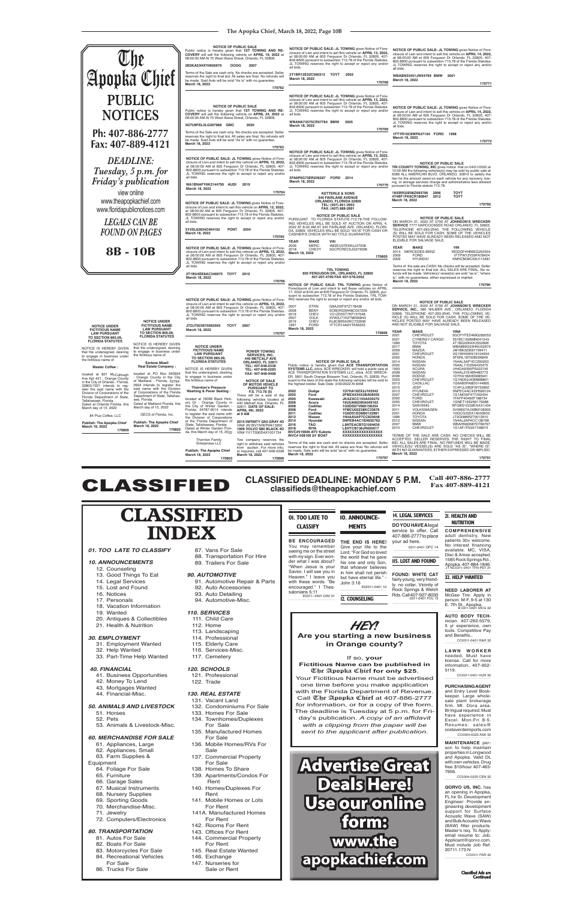# The Apopka Chief

## PUBLIC NOTICES

**Ph: 407-886-2777**
**Fax: 407-889-4121**

*DEADLINE: Tuesday, 5 p.m. for Friday's publication*

view online
www.theapopkachief.com
www.floridapublicnotices.com

*LEGALS CAN BE FOUND ON PAGES*

**8B - 10B**

**NOTICE UNDER FICTITIOUS NAME LAW PURSUANT TO SECTION 865.09, FLORIDA STATUTES**

NOTICE IS HEREBY GIVEN that the undersigned, desiring to engage in business under the fictitious name of

**Master Coffee :**

located at 821 McCullough Ave Apt 421 : Orange County in the City of Orlando : Florida, 32803-7221 intends to register the said name with the Division of Corporations of the Florida Department of State, Tallahassee, Florida.
Dated at Orlando Florida, this March day of 15, 2022

84 Plus Coffee, LLC

**Publish: The Apopka Chief**
**March 18, 2022**
**170800**

**NOTICE UNDER FICTITIOUS NAME LAW PURSUANT TO SECTION 865.09, FLORIDA STATUTES**

NOTICE IS HEREBY GIVEN that the undersigned, desiring to engage in business under the fictitious name of

**Earlene Mizell Real Estate Company :**

located at PO Box 940924 : Orange County in the City of Maitland : Florida, 32794-0924 intends to register the said name with the Division of Corporations of the Florida Department of State, Tallahassee, Florida.
Dated at Maitland Florida, this March day of 15, 2022

GECS of Florida, Inc.

**Publish: The Apopka Chief**
**March 18, 2022**
**170802**

**NOTICE OF PUBLIC SALE**
Public notice is hereby given that **1ST TOWING AND RECOVERY** will sell the following vehicle on **APRIL 10, 2022** at 08:00:00 AM At 75 West Illiana Street, Orlando, FL 32806.

**2B3KA53HX7H656976 DODG 2007**

Terms of the Sale are cash only. No checks are accepted. Seller reserves the right to final bid. All sales are final. No refunds will be made. Said Auto will be Sold "As Is" with no guarantee.
**March 18, 2022**
**170762**

**NOTICE OF PUBLIC SALE**
Public notice is hereby given that **1ST TOWING AND RECOVERY** will sell the following vehicle on **APRIL 24, 2022** at 08:00:00 AM At 75 West Illiana Street, Orlando, FL 32806.

**3GTU9FEL2LG307968 GMC 2020**

Terms of the Sale are cash only. No checks are accepted. Seller reserves the right to final bid. All sales are final. No refunds will be made. Said Auto will be Sold "As Is" with no guarantee.
**March 18, 2022**
**170763**

**NOTICE OF PUBLIC SALE: JL TOWING** gives Notice of Foreclosure of Lien and intent to sell this vehicle on **APRIL 12, 2022**, at 08:00:00 AM at 605 Ferguson Dr Orlando, FL 32805. 407-802-8600 pursuant to subsection 713.78 of the Florida Statutes. JL TOWING reserves the right to accept or reject any and/or all bids.

**WA1BNAFY6K2144795 AUDI 2019**
**March 18, 2022**
**170764**

**NOTICE OF PUBLIC SALE: JL TOWING** gives Notice of Foreclosure of Lien and intent to sell this vehicle on **APRIL 12, 2022**, at 08:00:00 AM at 605 Ferguson Dr Orlando, FL 32805. 407-802-8600 pursuant to subsection 713.78 of the Florida Statutes. JL TOWING reserves the right to accept or reject any and/or all bids.

**5Y2SL62834Z464102 PONT 2004**
**March 18, 2022**
**170765**

**NOTICE OF PUBLIC SALE: JL TOWING** gives Notice of Foreclosure of Lien and intent to sell this vehicle on **APRIL 13, 2022**, at 08:00:00 AM at 605 Ferguson Dr Orlando, FL 32805. 407-802-8600 pursuant to subsection 713.78 of the Florida Statutes. JL TOWING reserves the right to accept or reject any and/or all bids.

**2T1BU4EE8AC346975 TOYT 2010**
**March 18, 2022**
**170766**

**NOTICE OF PUBLIC SALE: JL TOWING** gives Notice of Foreclosure of Lien and intent to sell this vehicle on **APRIL 13, 2022**, at 08:00:00 AM at 605 Ferguson Dr Orlando, FL 32805. 407-802-8600 pursuant to subsection 713.78 of the Florida Statutes. JL TOWING reserves the right to accept or reject any and/or all bids.

**JTDJT923675062569 TOYT 2007**
**March 18, 2022**
**170767**

**NOTICE UNDER FICTITIOUS NAME LAW PURSUANT TO SECTION 865.09, FLORIDA STATUTES**

NOTICE IS HEREBY GIVEN that the undersigned, desiring to engage in business under the fictitious name of

**Thornton's Pressure Washing & Paver Sealing :**

located at 1606B Black Hickory Dr : Orange County in the City of Winter Garden : Florida, 34787-9014 intends to register the said name with the Division of Corporations of the Florida Department of State, Tallahassee, Florida.
Dated at Winter Garden Florida, this March day of 15, 2022

Thornton Family Enterprises LLC

**Publish: The Apopka Chief**
**March 18, 2022**
**170803**

**POWER TOWING SERVICES, INC.**
**440 METCALF AVE**
**ORLANDO, FL 32811**
**TEL: 407-948-2238**
**TEL: 407-948-2283**
**FAX: 407-948-9498**

**NOTICE OF SALE OF MOTOR VEHICLE PURSUANT TO F.S. 713.78 (5)**
There will be a sale of the following vehicles located at 440 Metcalf Ave, Orlando, FL 32811. **DATE OF SALE: APRIL 4th, 2022 at 9 AM**

**2015 INFINITY Q50 GRAY 4D**
VIN# JN1BV7AR0FM413993
**1999 VOLVO S80 BLACK 4D**
VIN# YV1TS90D4X1001734

Tow company reserves the right to withdraw said vehicles from auction. For more info, or inquiries, call 407-948-2338
**Publish: The Apopka Chief**
**March 18, 2022**
**170806**

**NOTICE OF PUBLIC SALE: JL TOWING** gives Notice of Foreclosure of Lien and intent to sell this vehicle on **APRIL 13, 2022**, at 08:00:00 AM at 605 Ferguson Dr Orlando, FL 32805. 407-802-8600 pursuant to subsection 713.78 of the Florida Statutes. JL TOWING reserves the right to accept or reject any and/or all bids.

**2T1BR12E52C560313 TOYT 2002**
**March 18, 2022**
**170768**

**NOTICE OF PUBLIC SALE: JL TOWING** gives Notice of Foreclosure of Lien and intent to sell this vehicle on **APRIL 13, 2022**, at 08:00:00 AM at 605 Ferguson Dr Orlando, FL 32805. 407-802-8600 pursuant to subsection 713.78 of the Florida Statutes. JL TOWING reserves the right to accept or reject any and/or all bids.

**WBANA73575CR57764 BMW 2005**
**March 18, 2022**
**170769**

**NOTICE OF PUBLIC SALE: JL TOWING** gives Notice of Foreclosure of Lien and intent to sell this vehicle on **APRIL 13, 2022**, at 08:00:00 AM at 605 Ferguson Dr Orlando, FL 32805. 407-802-8600 pursuant to subsection 713.78 of the Florida Statutes. JL TOWING reserves the right to accept or reject any and/or all bids.

**3FA6P0G73ER239287 FORD 2014**
**March 18, 2022**
**170770**

**KETTERLE & SONS**
**340 FAIRLANE AVENUE**
**ORLANDO, FLORIDA 32809**
**TEL: (407) 851-3953**
**FAX: (407) 888-2851**

**NOTICE OF PUBLIC SALE**
PURSUANT TO FLORIDA STATUTE-713.78 THE FOLLOWING VEHICLES WILL BE SOLD AT AUCTION ON APRIL 4, 2022 AT 8:00 AM AT 340 FAIRLANE AVE. ORLANDO, FLORIDA, 32809. VEHICLES WILL BE SOLD "AS IS" FOR CASH OR CASHIER'S CHECK WITH NO TITLE GUARANTEES.

| YEAR | MAKE | VIN |
|---|---|---|
| 2006 | MERC | 4M2EU37EX6UJ27038 |
| 2018 | CHEVY | 3GCPCREC5JG573096 |

**March 18, 2022**
**170805**

**TRL TOWING**
**605 FERGUSON DR., ORLANDO, FL 32805**
**407-207-4790 FAX 407-578-3052**

**NOTICE OF PUBLIC SALE: TRL TOWING** gives Notice of Foreclosure of Lien and intent to sell these vehicles on APRIL 17, 2022 at 8:00 am at 605 Ferguson Dr Orlando, FL 32805, pursuant to subsection 713.78 of the Florida Statutes. TRL TOWING reserves the right to accept or reject any and/or all bids.

| | | |
|---|---|---|
| 2007 | STRN | G8AJ55F97Z178436 |
| 2008 | BENY | SCBDR33W48C057209 |
| 2019 | CHEV | 1G1ZD5ST7KF157548 |
| 2007 | VOLK | 3VWKJ71K27M090843 |
| 2019 | CHEV | KL8CB6SA2KC733936 |
| 1997 | FORD | 1FTCR14A6VTA56333 |

**March 18, 2022**
**170808**

**NOTICE OF PUBLIC SALE**
Public notice is hereby given that **ACE TRANSPORTATION SYSTEMS LLC**, d/b/a: ACE WRECKER, will hold a public sale at ACE TRANSPORTATION SYSTEMS LLC, d/b/a: ACE WRECKER, 5601 South Orange Blossom Trail, Orlando, FL 32839. Pursuant to the laws of the state the following vehicles will be sold to the highest bidder. Sale Date: 3/30/2022 At 8AM

| | | |
|---|---|---|
| 2002 | Dodge | 1D7HA18Z X2J163542 |
| 2002 | Ford | 2FMZA534X2BA08555 |
| 2005 | Kawasaki | JKAZXCC155A030275 |
| 2006 | Acura | 19UUA66296A049163 |
| 2008 | Cadillac | 1G6DS57V680158254 |
| 2008 | Ford | 1FMCU02Z28KC33676 |
| 2011 | Cadillac | 1G6DS1ED8B0122981 |
| 2012 | Nissan | 1N4AA5AP7CC835948 |
| 2014 | Hyundai | 5NPEB4AC1EH855762 |
| 2016 | TAO | L9NTEACB7G1004635 |
| 2018 | RIYA | LEHTCB136JR000017 |
| INVC#519006 | ATV Kubota | XXXXXXXXXXXXXXXXX |
| INVC# 508166 | 24' BOAT | XXXXXXXXXXXXXXXXX |

Terms of the sale are cash and no checks are accepted. Seller reserves the right to final bid. All sales are final. No refunds will be made. Sale auto will be sold "as-is" with no guarantee.
**March 18, 2022**
**170797**

**NOTICE OF PUBLIC SALE: JL TOWING** gives Notice of Foreclosure of Lien and intent to sell this vehicle on **APRIL 14, 2022**, at 08:00:00 AM at 605 Ferguson Dr Orlando, FL 32805. 407-802-8600 pursuant to subsection 713.78 of the Florida Statutes. JL TOWING reserves the right to accept or reject any and/or all bids.

**WBABN33451JW54799 BMW 2001**
**March 18, 2022**
**170771**

**NOTICE OF PUBLIC SALE: JL TOWING** gives Notice of Foreclosure of Lien and intent to sell this vehicle on **APRIL 14, 2022**, at 08:00:00 AM at 605 Ferguson Dr Orlando, FL 32805. 407-802-8600 pursuant to subsection 713.78 of the Florida Statutes. JL TOWING reserves the right to accept or reject any and/or all bids.

**1FTYR10C8WPA27164 FORD 1998**
**March 18, 2022**
**170772**

**NOTICE OF PUBLIC SALE**
**TRI COUNTY TOWING, INC** gives notice that on 04/01/2022 at 10:00 AM the following vehicles(s) may be sold by public sale at 6366 ALL AMERICAN BLVD, ORLANDO, 32810 to satisfy the lien for the amount owed on each vehicle for any recovery, towing, or storage services charge and administrative fees allowed pursuant to Florida statute 713.78.

**1NXBR32E96Z693706 2006 TOYT**
**4T4BF1FK6CR180847 2012 TOYT**
**March 18, 2022**
**170792**

**NOTICE OF PUBLIC SALE**
ON MARCH 31, 2022 AT 0700 AT **JOHNSON'S WRECKER SERVICE** 7777 NARCOOSSEE ROAD ORLANDO, FL 32822, TELEPHONE 407-293-2540, THE FOLLOWING VEHICLE (S) WILL BE SOLD FOR CASH. SOME OF THE VEHICLES POSTED MAY HAVE ALREADY BEEN RELEASED AND NOT ELIGIBLE FOR SALVAGE SALE.

| YEAR | MAKE | VIN |
|---|---|---|
| 2014 | MERCEDES-BENZ | WDDGF4HB9EG252554 |
| 2009 | FORD | 1FTPW12V39FA78424 |
| 2009 | HYUNDAI | KMHCM36C59U113481 |

Terms of the sale are CASH. No checks will be accepted. Seller reserves the right to final bid. ALL SALES ARE FINAL. No refunds will be made. Vehicle(s)/ vessel(s) are sold "as is", "where is", with no guarantees, either expressed or implied.
**March 18, 2022**
**170790**

**NOTICE OF PUBLIC SALE**
ON MARCH 31, 2022 AT 0700 AT **JOHNSON'S WRECKER SERVICE, INC.**, 580 WILMER AVE., ORLANDO, FLORIDA 32808, TELEPHONE 407-293-2540, THE FOLLOWING VEHICLE (S) WILL BE SOLD FOR CASH. SOME OF THE VEHICLES POSTED MAY HAVE ALREADY BEEN RELEASED AND NOT ELIGIBLE FOR SALVAGE SALE.

| YEAR | MAKE | VIN# |
|---|---|---|
| 2021 | CHEVROLET | 3GCPYFED4MG282053 |
| 2021 | CYNERGY CARGO | 55YBC1626MN041043 |
| 1999 | TOYOTA | 4T1BG22K4XU852906 |
| 2017 | BMW | WBA8B9G33HNU52974 |
| 2009 | MAZDA | JM1BK32G091199411 |
| 2001 | CHEVROLET | 2G1WH55K019104934 |
| 2002 | HONDA | 5FNRL18702B028640 |
| 2014 | NISSAN | 1N4AL3AP1EC290293 |
| 2015 | NISSAN | 1N4AL1D25N435475 |
| 2005 | ACURA | JH4DA9350PS022745 |
| 1993 | ACURA | JH4DA9350PS022745 |
| 2008 | NISSAN | 1N4AL21E48N483773 |
| 2006 | DODGE | 1D7HA18D96S685941 |
| 2003 | CHEVROLET | 1G1ND52J43M688801 |
| 2013 | CADILLAC | 1G6AB5RA8D0144695 |
| 2015 | JEEP | 1C4PJLCB2FW732850 |
| 2013 | HYUNDAI | 5NPEC4AC4DH593124 |
| 2007 | CHEVROLET | 1G1AK55F477242454 |
| 2002 | FORD | 1FAFP40482F188734 |
| 2005 | CHEVROLET | 1GNET16S256179386 |
| 2014 | SANYANG | RFGBS1G0XEXAX1434 |
| 2011 | VOLKSWAGEN | 3VWBX7AJ0BM108305 |
| 2001 | HONDA | 1HGCG225X1A030603 |
| 1996 | TOYOTA | JT2GK12E9T0120510 |
| 2012 | NISSAN | 1N4AL2AP4CC138786 |
| 2007 | BMW | WBAHN83587DT66797 |
| 2010 | CHEVROLET | 1G1AF1F5XA7108674 |

TERMS OF THE SALE ARE CASH. NO CHECKS WILL BE ACCEPTED. SELLER RESERVES THE RIGHT TO FINAL BID. ALL SALES ARE FINAL. NO REFUNDS WILL BE MADE. VEHICLE(S)/ VESSEL(S) ARE SOLD "AS IS", "WHERE IS", WITH NO GUARANTEES, EITHER EXPRESSED OR IMPLIED.
**March 18, 2022**
**170791**

# CLASSIFIED

**CLASSIFIED DEADLINE: MONDAY 5 P.M.**
**classifieds@theapopkachief.com**
**Call 407-886-2777**
**Fax 407-889-4121**

## CLASSIFIED INDEX

*01. TOO LATE TO CLASSIFY*

*10. ANNOUNCEMENTS*
12. Counseling
13. Good Things To Eat
14. Legal Services
15. Lost and Found
16. Notices
17. Personals
18. Vacation Information
19. Wanted
20. Antiques & Collectibles
21. Health & Nutrition

*30. EMPLOYMENT*
31. Employment Wanted
32. Help Wanted
33. Part-Time Help Wanted

*40. FINANCIAL*
41. Business Opportunities
42. Money To Lend
43. Mortgages Wanted
44. Financial-Misc.

*50. ANIMALS AND LIVESTOCK*
51. Horses
52. Pets
53. Animals & Livestock-Misc.

*60. MERCHANDISE FOR SALE*
61. Appliances, Large
62. Appliances, Small
63. Farm Supplies & Equipment
64. Foliage For Sale
65. Furniture
66. Garage Sales
67. Musical Instruments
68. Nursery Supplies
69. Sporting Goods
70. Merchandise-Misc.
71. Jewelry
72. Computers/Electronics

*80. TRANSPORTATION*
81. Autos For Sale
82. Boats For Sale
83. Motorcycles For Sale
84. Recreational Vehicles For Sale
86. Trucks For Sale
87. Vans For Sale
88. Transportation For Hire
89. Trailers For Sale

*90. AUTOMOTIVE*
91. Automotive Repair & Parts
92. Auto Accessories
93. Auto Detailing
94. Automotive-Misc.

*110. SERVICES*
111. Child Care
112. Home
113. Landscaping
114. Professional
115. Elderly Care
116. Services-Misc.
117. Cemetery

*120. SCHOOLS*
121. Professional
122. Trade

*130. REAL ESTATE*
131. Vacant Land
132. Condominiums For Sale
133. Homes For Sale
134. Townhomes/Duplexes For Sale
135. Manufactured Homes For Sale
136. Mobile Homes/RVs For Sale
137. Commercial Property For Sale
138. Homes To Share
139. Apartments/Condos For Rent
140. Homes/Duplexes For Rent
141. Mobile Homes or Lots For Rent
141A. Manufactured Homes For Rent
142. Rooms For Rent
143. Offices For Rent
144. Commercial Property For Rent
145. Real Estate Wanted
146. Exchange
147. Nurseries for Sale or Rent

### 01. TOO LATE TO CLASSIFY

**BE ENCOURAGED** You may remember seeing me on the street with my sign. Ever wonder what I was about? "When Jesus is your Savior, I will see you in Heaven." I leave you with these words: "Be encouraged." 1 Thessalonians 5:11
E0311-0401 DAV 01

### 10. ANNOUNCEMENTS

**THE END IS HERE!** Give your life to the Lord. "For God so loved the world that he gave his one and only Son, that whoever believes in him shall not perish but have eternal life." - John 3:16
E0311-0401 10

### 12. COUNSELING

### 14. LEGAL SERVICES

**DO YOU HAVE A** legal service to offer. Call 407-886-2777 to place your ad here.
0311-0401 CFC 14

### 15. LOST AND FOUND

**FOUND: WHITE CAT** fairly young, very friendly, no collar, Vicinity of Rock Springs & Welch Rds. Call 407-927-8030
0311-0401 FOL 15

**HEY!**

**Are you starting a new business in Orange county?**

If so, **your Fictitious Name can be published in The Apopka Chief for only $25**. Your Fictitious Name must be advertised one time before you make application with the Florida Department of Revenue. Call **The Apopka Chief** at 407-886-2777 for information, or for a copy of the form. The deadline is Tuesday at 5 p.m. for Friday's publication. *A copy of an affidavit with a clipping from the paper will be sent to the applicant after publication.*

**Advertise Great Deals Here! Use our online form: www.theapopkachief.com**

### 21. HEALTH AND NUTRITION

**COMPREHENSIVE** adult dentistry. New patients 30+ welcome. No interest financing available. MC, VISA, Disc & Amex accepted. 1585 Rock Springs Rd., Apopka. 407-884-1846.
JT NO0311-0401 TFN PET 21

### 32. HELP WANTED

**NEED LABORER AT** McGee Tire. Apply in person. M-F, 9-5 at 130 E. 7th St., Apopka.
B 0311-0401 MCG 32

**AUTO BODY TECH-**nician. 407-292-5579, 5 yr experience, own tools. Competitive Pay and Benefits.
CC0311-0401 R&R 32

**LAWN WORKER** needed. Must have license. Call for more information. 407-952-5119.
CC0311-0401 HUR 32

**PURCHASING AGENT** and Entry Level Bookkeeper. Large wholesale plant brokerage firm. Mt. Dora area. Bi-lingual required. Must have experience in Excel. Mon-Fri 8-5. Resumes: sales@costaverdeimports.com
CC0304-0325 ASK 32

**MAINTENANCE** person to help maintain properties in Longwood and Apopka. Valid DL with own vehicles. Drug free. $10/hour. 407-463-7956.
CC0304-0325 CEN 32

**QORVO US, INC.** has an opening in Apopka, FL for Sr. Development Engineer: Provide engineering development support for Surface Acoustic Wave (SAW) and Bulk Acoustic Wave (BAW) filter products. Master's req. To Apply: email resume to: Job. Applicant@qorvo.com. Must include Job Ref. 20711.173.N
CC0311 PAR 32

**Classified Ads are Continued**